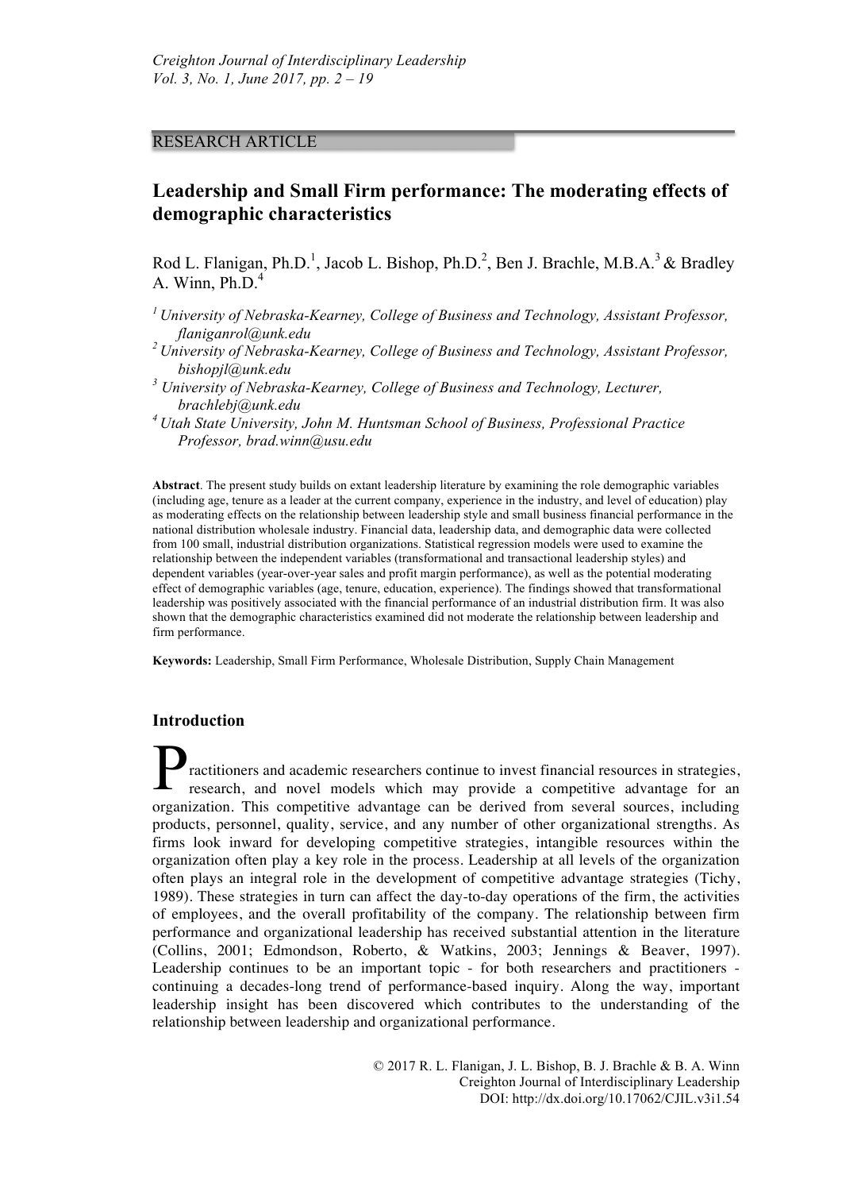RESEARCH ARTICLE

# Leadership and Small Firm performance: The moderating effects of demographic characteristics

Rod L. Flanigan, Ph.D.[1], Jacob L. Bishop, Ph.D.[2], Ben J. Brachle, M.B.A.[3] & Bradley A. Winn, Ph.D.[4]

[1] *University of Nebraska-Kearney, College of Business and Technology, Assistant Professor, flaniganrol@unk.edu*
[2] *University of Nebraska-Kearney, College of Business and Technology, Assistant Professor, bishopjl@unk.edu*
[3] *University of Nebraska-Kearney, College of Business and Technology, Lecturer, brachlebj@unk.edu*
[4] *Utah State University, John M. Huntsman School of Business, Professional Practice Professor, brad.winn@usu.edu*

**Abstract**. The present study builds on extant leadership literature by examining the role demographic variables (including age, tenure as a leader at the current company, experience in the industry, and level of education) play as moderating effects on the relationship between leadership style and small business financial performance in the national distribution wholesale industry. Financial data, leadership data, and demographic data were collected from 100 small, industrial distribution organizations. Statistical regression models were used to examine the relationship between the independent variables (transformational and transactional leadership styles) and dependent variables (year-over-year sales and profit margin performance), as well as the potential moderating effect of demographic variables (age, tenure, education, experience). The findings showed that transformational leadership was positively associated with the financial performance of an industrial distribution firm. It was also shown that the demographic characteristics examined did not moderate the relationship between leadership and firm performance.

**Keywords:** Leadership, Small Firm Performance, Wholesale Distribution, Supply Chain Management

## Introduction

Practitioners and academic researchers continue to invest financial resources in strategies, research, and novel models which may provide a competitive advantage for an organization. This competitive advantage can be derived from several sources, including products, personnel, quality, service, and any number of other organizational strengths. As firms look inward for developing competitive strategies, intangible resources within the organization often play a key role in the process. Leadership at all levels of the organization often plays an integral role in the development of competitive advantage strategies (Tichy, 1989). These strategies in turn can affect the day-to-day operations of the firm, the activities of employees, and the overall profitability of the company. The relationship between firm performance and organizational leadership has received substantial attention in the literature (Collins, 2001; Edmondson, Roberto, & Watkins, 2003; Jennings & Beaver, 1997). Leadership continues to be an important topic - for both researchers and practitioners - continuing a decades-long trend of performance-based inquiry. Along the way, important leadership insight has been discovered which contributes to the understanding of the relationship between leadership and organizational performance.

© 2017 R. L. Flanigan, J. L. Bishop, B. J. Brachle & B. A. Winn
Creighton Journal of Interdisciplinary Leadership
DOI: http://dx.doi.org/10.17062/CJIL.v3i1.54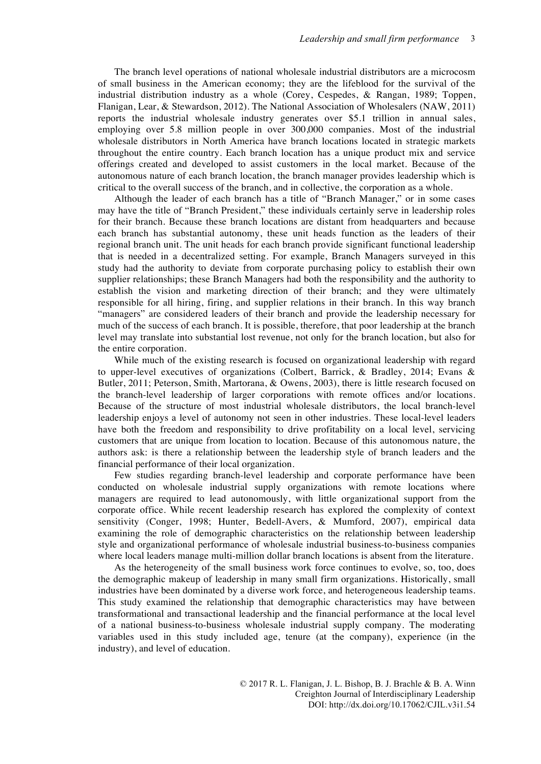The branch level operations of national wholesale industrial distributors are a microcosm of small business in the American economy; they are the lifeblood for the survival of the industrial distribution industry as a whole (Corey, Cespedes, & Rangan, 1989; Toppen, Flanigan, Lear, & Stewardson, 2012). The National Association of Wholesalers (NAW, 2011) reports the industrial wholesale industry generates over $5.1 trillion in annual sales, employing over 5.8 million people in over 300,000 companies. Most of the industrial wholesale distributors in North America have branch locations located in strategic markets throughout the entire country. Each branch location has a unique product mix and service offerings created and developed to assist customers in the local market. Because of the autonomous nature of each branch location, the branch manager provides leadership which is critical to the overall success of the branch, and in collective, the corporation as a whole.

Although the leader of each branch has a title of "Branch Manager," or in some cases may have the title of "Branch President," these individuals certainly serve in leadership roles for their branch. Because these branch locations are distant from headquarters and because each branch has substantial autonomy, these unit heads function as the leaders of their regional branch unit. The unit heads for each branch provide significant functional leadership that is needed in a decentralized setting. For example, Branch Managers surveyed in this study had the authority to deviate from corporate purchasing policy to establish their own supplier relationships; these Branch Managers had both the responsibility and the authority to establish the vision and marketing direction of their branch; and they were ultimately responsible for all hiring, firing, and supplier relations in their branch. In this way branch "managers" are considered leaders of their branch and provide the leadership necessary for much of the success of each branch. It is possible, therefore, that poor leadership at the branch level may translate into substantial lost revenue, not only for the branch location, but also for the entire corporation.

While much of the existing research is focused on organizational leadership with regard to upper-level executives of organizations (Colbert, Barrick, & Bradley, 2014; Evans & Butler, 2011; Peterson, Smith, Martorana, & Owens, 2003), there is little research focused on the branch-level leadership of larger corporations with remote offices and/or locations. Because of the structure of most industrial wholesale distributors, the local branch-level leadership enjoys a level of autonomy not seen in other industries. These local-level leaders have both the freedom and responsibility to drive profitability on a local level, servicing customers that are unique from location to location. Because of this autonomous nature, the authors ask: is there a relationship between the leadership style of branch leaders and the financial performance of their local organization.

Few studies regarding branch-level leadership and corporate performance have been conducted on wholesale industrial supply organizations with remote locations where managers are required to lead autonomously, with little organizational support from the corporate office. While recent leadership research has explored the complexity of context sensitivity (Conger, 1998; Hunter, Bedell-Avers, & Mumford, 2007), empirical data examining the role of demographic characteristics on the relationship between leadership style and organizational performance of wholesale industrial business-to-business companies where local leaders manage multi-million dollar branch locations is absent from the literature.

As the heterogeneity of the small business work force continues to evolve, so, too, does the demographic makeup of leadership in many small firm organizations. Historically, small industries have been dominated by a diverse work force, and heterogeneous leadership teams. This study examined the relationship that demographic characteristics may have between transformational and transactional leadership and the financial performance at the local level of a national business-to-business wholesale industrial supply company. The moderating variables used in this study included age, tenure (at the company), experience (in the industry), and level of education.

© 2017 R. L. Flanigan, J. L. Bishop, B. J. Brachle & B. A. Winn
Creighton Journal of Interdisciplinary Leadership
DOI: http://dx.doi.org/10.17062/CJIL.v3i1.54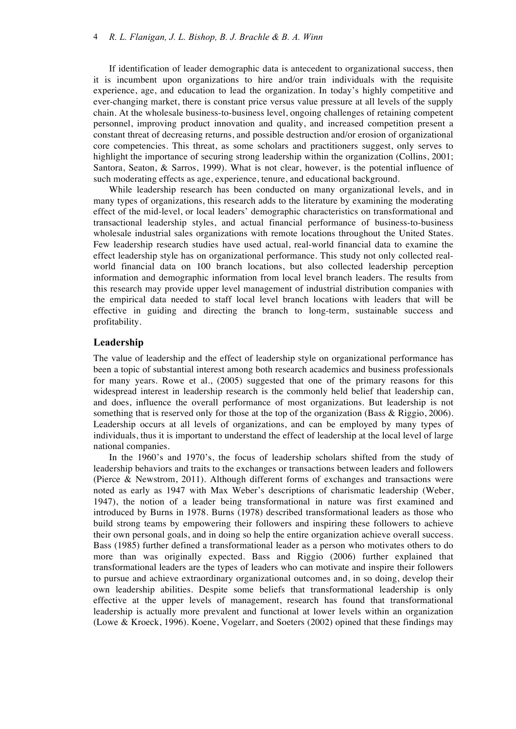If identification of leader demographic data is antecedent to organizational success, then it is incumbent upon organizations to hire and/or train individuals with the requisite experience, age, and education to lead the organization. In today's highly competitive and ever-changing market, there is constant price versus value pressure at all levels of the supply chain. At the wholesale business-to-business level, ongoing challenges of retaining competent personnel, improving product innovation and quality, and increased competition present a constant threat of decreasing returns, and possible destruction and/or erosion of organizational core competencies. This threat, as some scholars and practitioners suggest, only serves to highlight the importance of securing strong leadership within the organization (Collins, 2001; Santora, Seaton, & Sarros, 1999). What is not clear, however, is the potential influence of such moderating effects as age, experience, tenure, and educational background.

While leadership research has been conducted on many organizational levels, and in many types of organizations, this research adds to the literature by examining the moderating effect of the mid-level, or local leaders' demographic characteristics on transformational and transactional leadership styles, and actual financial performance of business-to-business wholesale industrial sales organizations with remote locations throughout the United States. Few leadership research studies have used actual, real-world financial data to examine the effect leadership style has on organizational performance. This study not only collected real-world financial data on 100 branch locations, but also collected leadership perception information and demographic information from local level branch leaders. The results from this research may provide upper level management of industrial distribution companies with the empirical data needed to staff local level branch locations with leaders that will be effective in guiding and directing the branch to long-term, sustainable success and profitability.

## Leadership

The value of leadership and the effect of leadership style on organizational performance has been a topic of substantial interest among both research academics and business professionals for many years. Rowe et al., (2005) suggested that one of the primary reasons for this widespread interest in leadership research is the commonly held belief that leadership can, and does, influence the overall performance of most organizations. But leadership is not something that is reserved only for those at the top of the organization (Bass & Riggio, 2006). Leadership occurs at all levels of organizations, and can be employed by many types of individuals, thus it is important to understand the effect of leadership at the local level of large national companies.

In the 1960's and 1970's, the focus of leadership scholars shifted from the study of leadership behaviors and traits to the exchanges or transactions between leaders and followers (Pierce & Newstrom, 2011). Although different forms of exchanges and transactions were noted as early as 1947 with Max Weber's descriptions of charismatic leadership (Weber, 1947), the notion of a leader being transformational in nature was first examined and introduced by Burns in 1978. Burns (1978) described transformational leaders as those who build strong teams by empowering their followers and inspiring these followers to achieve their own personal goals, and in doing so help the entire organization achieve overall success. Bass (1985) further defined a transformational leader as a person who motivates others to do more than was originally expected. Bass and Riggio (2006) further explained that transformational leaders are the types of leaders who can motivate and inspire their followers to pursue and achieve extraordinary organizational outcomes and, in so doing, develop their own leadership abilities. Despite some beliefs that transformational leadership is only effective at the upper levels of management, research has found that transformational leadership is actually more prevalent and functional at lower levels within an organization (Lowe & Kroeck, 1996). Koene, Vogelarr, and Soeters (2002) opined that these findings may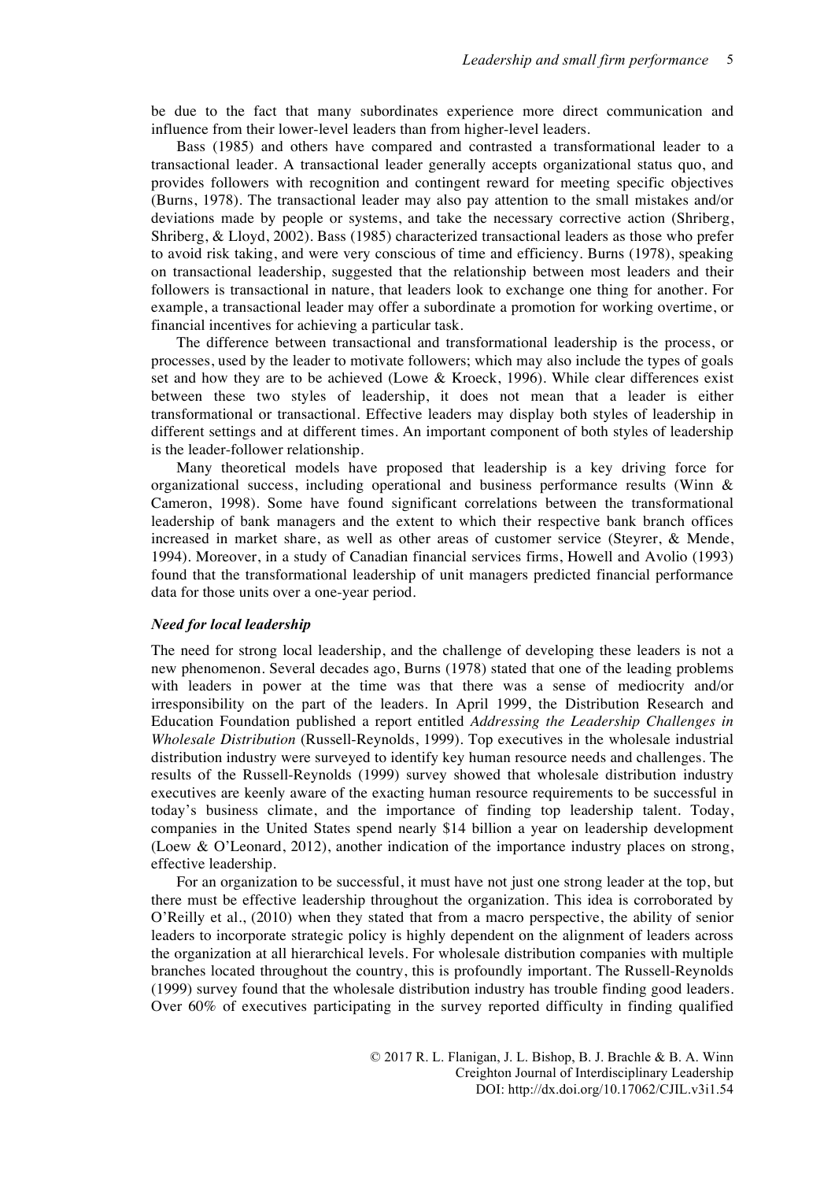be due to the fact that many subordinates experience more direct communication and influence from their lower-level leaders than from higher-level leaders.

Bass (1985) and others have compared and contrasted a transformational leader to a transactional leader. A transactional leader generally accepts organizational status quo, and provides followers with recognition and contingent reward for meeting specific objectives (Burns, 1978). The transactional leader may also pay attention to the small mistakes and/or deviations made by people or systems, and take the necessary corrective action (Shriberg, Shriberg, & Lloyd, 2002). Bass (1985) characterized transactional leaders as those who prefer to avoid risk taking, and were very conscious of time and efficiency. Burns (1978), speaking on transactional leadership, suggested that the relationship between most leaders and their followers is transactional in nature, that leaders look to exchange one thing for another. For example, a transactional leader may offer a subordinate a promotion for working overtime, or financial incentives for achieving a particular task.

The difference between transactional and transformational leadership is the process, or processes, used by the leader to motivate followers; which may also include the types of goals set and how they are to be achieved (Lowe & Kroeck, 1996). While clear differences exist between these two styles of leadership, it does not mean that a leader is either transformational or transactional. Effective leaders may display both styles of leadership in different settings and at different times. An important component of both styles of leadership is the leader-follower relationship.

Many theoretical models have proposed that leadership is a key driving force for organizational success, including operational and business performance results (Winn & Cameron, 1998). Some have found significant correlations between the transformational leadership of bank managers and the extent to which their respective bank branch offices increased in market share, as well as other areas of customer service (Steyrer, & Mende, 1994). Moreover, in a study of Canadian financial services firms, Howell and Avolio (1993) found that the transformational leadership of unit managers predicted financial performance data for those units over a one-year period.

### *Need for local leadership*

The need for strong local leadership, and the challenge of developing these leaders is not a new phenomenon. Several decades ago, Burns (1978) stated that one of the leading problems with leaders in power at the time was that there was a sense of mediocrity and/or irresponsibility on the part of the leaders. In April 1999, the Distribution Research and Education Foundation published a report entitled *Addressing the Leadership Challenges in Wholesale Distribution* (Russell-Reynolds, 1999). Top executives in the wholesale industrial distribution industry were surveyed to identify key human resource needs and challenges. The results of the Russell-Reynolds (1999) survey showed that wholesale distribution industry executives are keenly aware of the exacting human resource requirements to be successful in today's business climate, and the importance of finding top leadership talent. Today, companies in the United States spend nearly $14 billion a year on leadership development (Loew & O'Leonard, 2012), another indication of the importance industry places on strong, effective leadership.

For an organization to be successful, it must have not just one strong leader at the top, but there must be effective leadership throughout the organization. This idea is corroborated by O'Reilly et al., (2010) when they stated that from a macro perspective, the ability of senior leaders to incorporate strategic policy is highly dependent on the alignment of leaders across the organization at all hierarchical levels. For wholesale distribution companies with multiple branches located throughout the country, this is profoundly important. The Russell-Reynolds (1999) survey found that the wholesale distribution industry has trouble finding good leaders. Over 60% of executives participating in the survey reported difficulty in finding qualified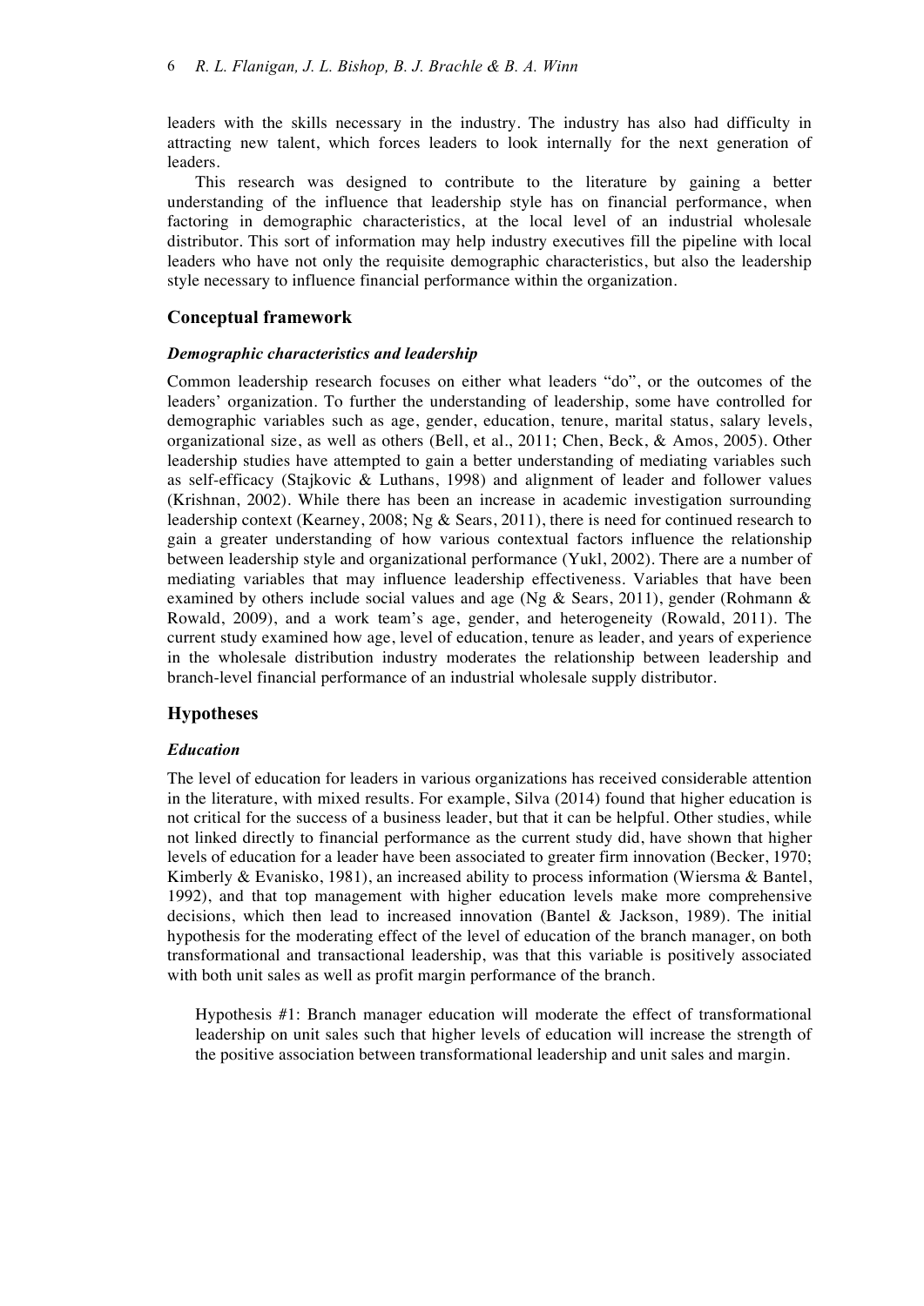leaders with the skills necessary in the industry. The industry has also had difficulty in attracting new talent, which forces leaders to look internally for the next generation of leaders.

This research was designed to contribute to the literature by gaining a better understanding of the influence that leadership style has on financial performance, when factoring in demographic characteristics, at the local level of an industrial wholesale distributor. This sort of information may help industry executives fill the pipeline with local leaders who have not only the requisite demographic characteristics, but also the leadership style necessary to influence financial performance within the organization.

## Conceptual framework

### *Demographic characteristics and leadership*

Common leadership research focuses on either what leaders "do", or the outcomes of the leaders' organization. To further the understanding of leadership, some have controlled for demographic variables such as age, gender, education, tenure, marital status, salary levels, organizational size, as well as others (Bell, et al., 2011; Chen, Beck, & Amos, 2005). Other leadership studies have attempted to gain a better understanding of mediating variables such as self-efficacy (Stajkovic & Luthans, 1998) and alignment of leader and follower values (Krishnan, 2002). While there has been an increase in academic investigation surrounding leadership context (Kearney, 2008; Ng & Sears, 2011), there is need for continued research to gain a greater understanding of how various contextual factors influence the relationship between leadership style and organizational performance (Yukl, 2002). There are a number of mediating variables that may influence leadership effectiveness. Variables that have been examined by others include social values and age (Ng & Sears, 2011), gender (Rohmann & Rowald, 2009), and a work team's age, gender, and heterogeneity (Rowald, 2011). The current study examined how age, level of education, tenure as leader, and years of experience in the wholesale distribution industry moderates the relationship between leadership and branch-level financial performance of an industrial wholesale supply distributor.

## Hypotheses

### *Education*

The level of education for leaders in various organizations has received considerable attention in the literature, with mixed results. For example, Silva (2014) found that higher education is not critical for the success of a business leader, but that it can be helpful. Other studies, while not linked directly to financial performance as the current study did, have shown that higher levels of education for a leader have been associated to greater firm innovation (Becker, 1970; Kimberly & Evanisko, 1981), an increased ability to process information (Wiersma & Bantel, 1992), and that top management with higher education levels make more comprehensive decisions, which then lead to increased innovation (Bantel & Jackson, 1989). The initial hypothesis for the moderating effect of the level of education of the branch manager, on both transformational and transactional leadership, was that this variable is positively associated with both unit sales as well as profit margin performance of the branch.

> Hypothesis #1: Branch manager education will moderate the effect of transformational leadership on unit sales such that higher levels of education will increase the strength of the positive association between transformational leadership and unit sales and margin.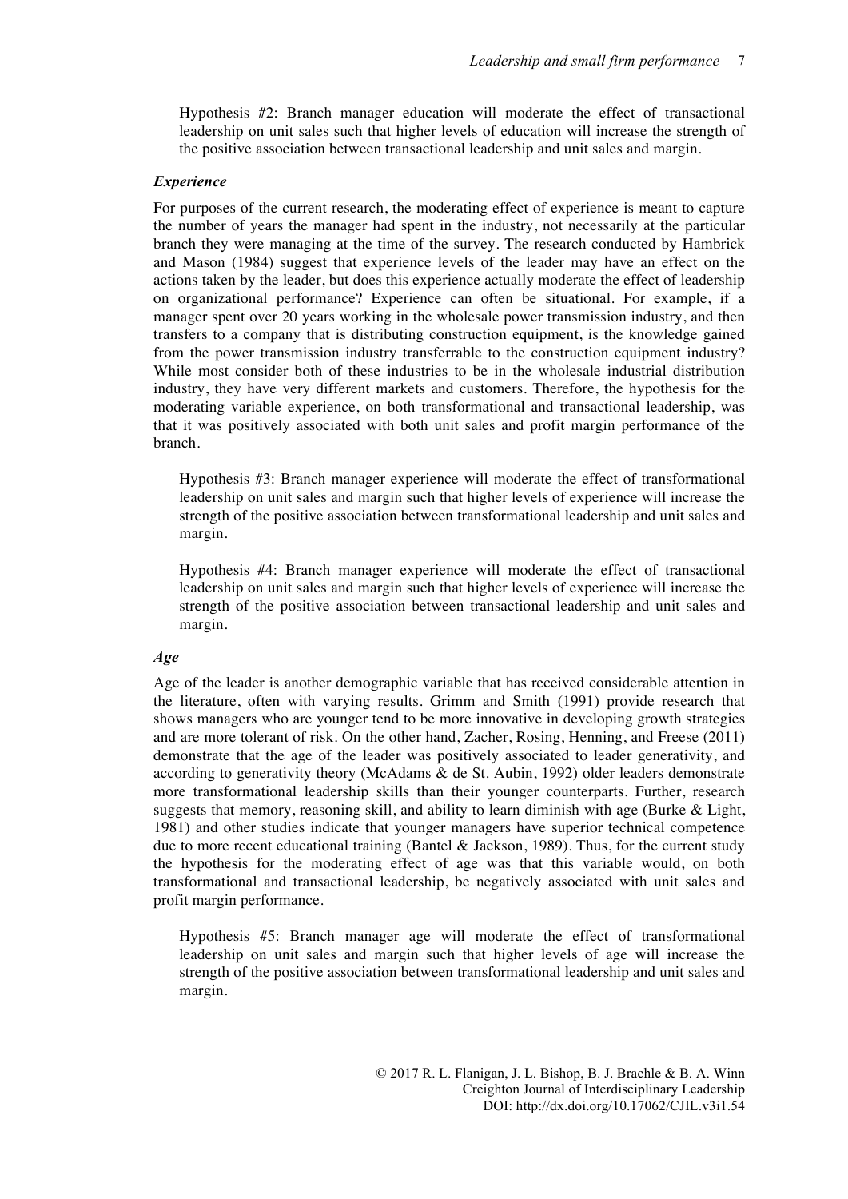Hypothesis #2: Branch manager education will moderate the effect of transactional leadership on unit sales such that higher levels of education will increase the strength of the positive association between transactional leadership and unit sales and margin.

### *Experience*

For purposes of the current research, the moderating effect of experience is meant to capture the number of years the manager had spent in the industry, not necessarily at the particular branch they were managing at the time of the survey. The research conducted by Hambrick and Mason (1984) suggest that experience levels of the leader may have an effect on the actions taken by the leader, but does this experience actually moderate the effect of leadership on organizational performance? Experience can often be situational. For example, if a manager spent over 20 years working in the wholesale power transmission industry, and then transfers to a company that is distributing construction equipment, is the knowledge gained from the power transmission industry transferrable to the construction equipment industry? While most consider both of these industries to be in the wholesale industrial distribution industry, they have very different markets and customers. Therefore, the hypothesis for the moderating variable experience, on both transformational and transactional leadership, was that it was positively associated with both unit sales and profit margin performance of the branch.

Hypothesis #3: Branch manager experience will moderate the effect of transformational leadership on unit sales and margin such that higher levels of experience will increase the strength of the positive association between transformational leadership and unit sales and margin.

Hypothesis #4: Branch manager experience will moderate the effect of transactional leadership on unit sales and margin such that higher levels of experience will increase the strength of the positive association between transactional leadership and unit sales and margin.

### *Age*

Age of the leader is another demographic variable that has received considerable attention in the literature, often with varying results. Grimm and Smith (1991) provide research that shows managers who are younger tend to be more innovative in developing growth strategies and are more tolerant of risk. On the other hand, Zacher, Rosing, Henning, and Freese (2011) demonstrate that the age of the leader was positively associated to leader generativity, and according to generativity theory (McAdams & de St. Aubin, 1992) older leaders demonstrate more transformational leadership skills than their younger counterparts. Further, research suggests that memory, reasoning skill, and ability to learn diminish with age (Burke & Light, 1981) and other studies indicate that younger managers have superior technical competence due to more recent educational training (Bantel & Jackson, 1989). Thus, for the current study the hypothesis for the moderating effect of age was that this variable would, on both transformational and transactional leadership, be negatively associated with unit sales and profit margin performance.

Hypothesis #5: Branch manager age will moderate the effect of transformational leadership on unit sales and margin such that higher levels of age will increase the strength of the positive association between transformational leadership and unit sales and margin.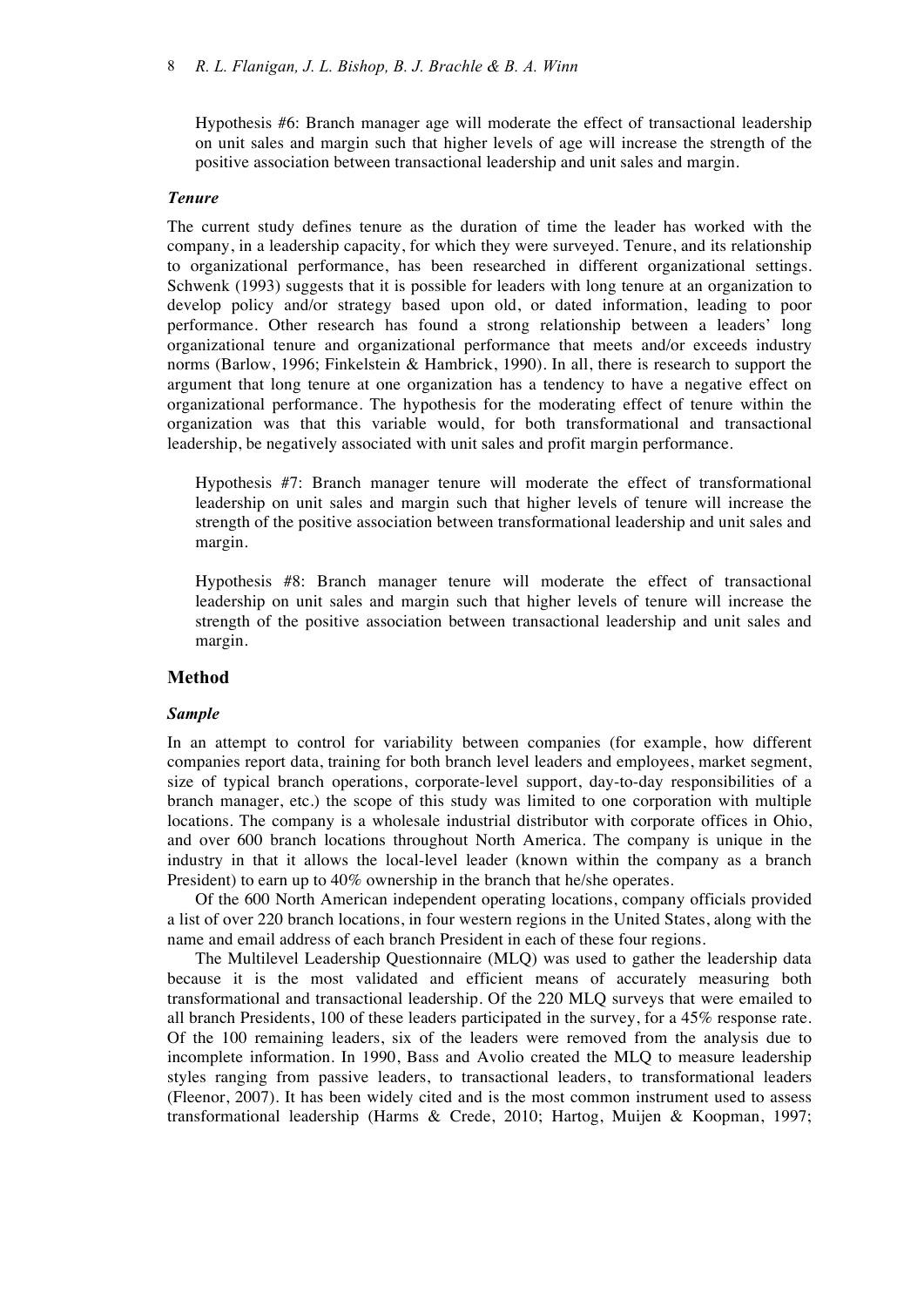Hypothesis #6: Branch manager age will moderate the effect of transactional leadership on unit sales and margin such that higher levels of age will increase the strength of the positive association between transactional leadership and unit sales and margin.

### *Tenure*

The current study defines tenure as the duration of time the leader has worked with the company, in a leadership capacity, for which they were surveyed. Tenure, and its relationship to organizational performance, has been researched in different organizational settings. Schwenk (1993) suggests that it is possible for leaders with long tenure at an organization to develop policy and/or strategy based upon old, or dated information, leading to poor performance. Other research has found a strong relationship between a leaders' long organizational tenure and organizational performance that meets and/or exceeds industry norms (Barlow, 1996; Finkelstein & Hambrick, 1990). In all, there is research to support the argument that long tenure at one organization has a tendency to have a negative effect on organizational performance. The hypothesis for the moderating effect of tenure within the organization was that this variable would, for both transformational and transactional leadership, be negatively associated with unit sales and profit margin performance.

Hypothesis #7: Branch manager tenure will moderate the effect of transformational leadership on unit sales and margin such that higher levels of tenure will increase the strength of the positive association between transformational leadership and unit sales and margin.

Hypothesis #8: Branch manager tenure will moderate the effect of transactional leadership on unit sales and margin such that higher levels of tenure will increase the strength of the positive association between transactional leadership and unit sales and margin.

## Method

### *Sample*

In an attempt to control for variability between companies (for example, how different companies report data, training for both branch level leaders and employees, market segment, size of typical branch operations, corporate-level support, day-to-day responsibilities of a branch manager, etc.) the scope of this study was limited to one corporation with multiple locations. The company is a wholesale industrial distributor with corporate offices in Ohio, and over 600 branch locations throughout North America. The company is unique in the industry in that it allows the local-level leader (known within the company as a branch President) to earn up to 40% ownership in the branch that he/she operates.

Of the 600 North American independent operating locations, company officials provided a list of over 220 branch locations, in four western regions in the United States, along with the name and email address of each branch President in each of these four regions.

The Multilevel Leadership Questionnaire (MLQ) was used to gather the leadership data because it is the most validated and efficient means of accurately measuring both transformational and transactional leadership. Of the 220 MLQ surveys that were emailed to all branch Presidents, 100 of these leaders participated in the survey, for a 45% response rate. Of the 100 remaining leaders, six of the leaders were removed from the analysis due to incomplete information. In 1990, Bass and Avolio created the MLQ to measure leadership styles ranging from passive leaders, to transactional leaders, to transformational leaders (Fleenor, 2007). It has been widely cited and is the most common instrument used to assess transformational leadership (Harms & Crede, 2010; Hartog, Muijen & Koopman, 1997;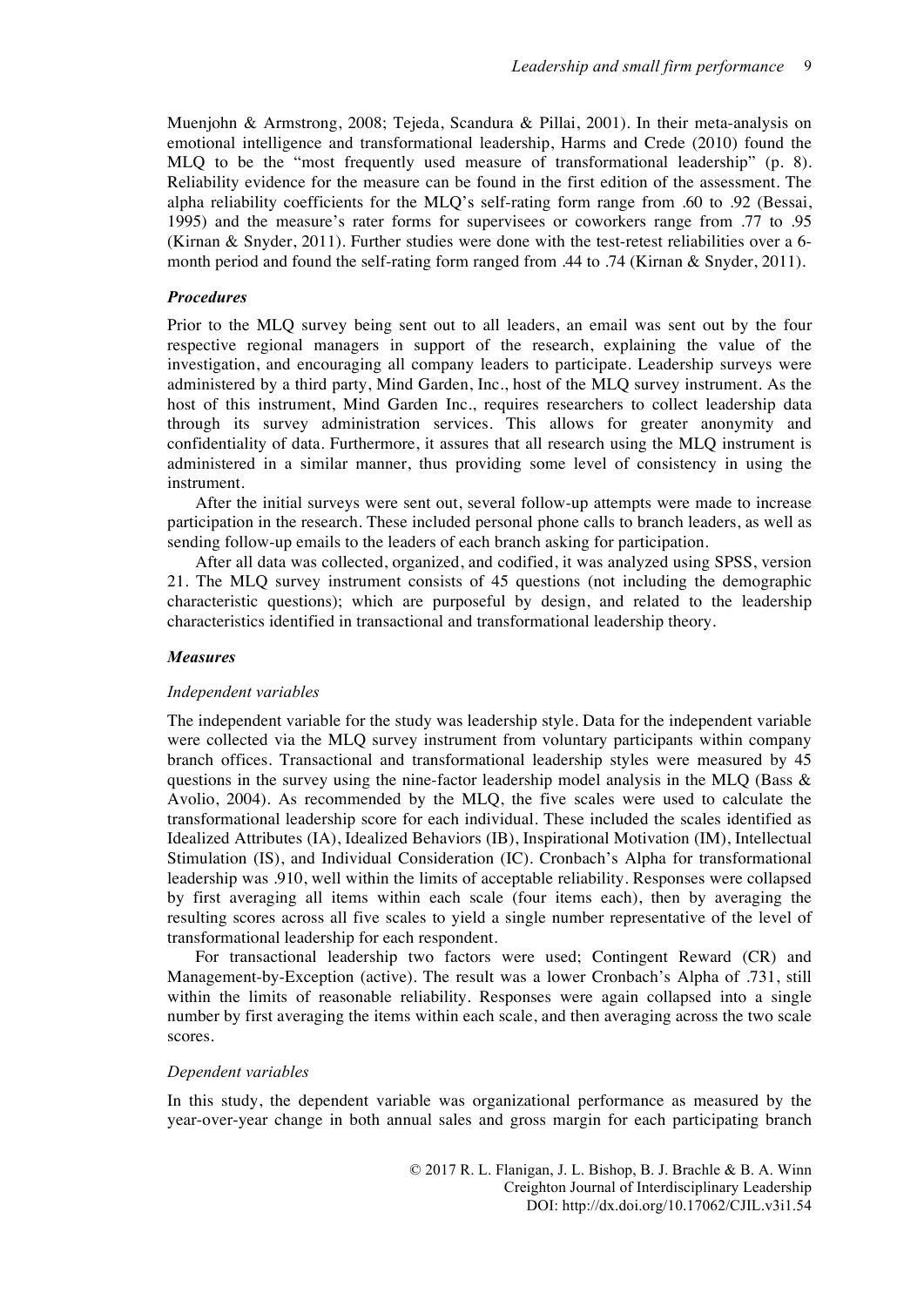Muenjohn & Armstrong, 2008; Tejeda, Scandura & Pillai, 2001). In their meta-analysis on emotional intelligence and transformational leadership, Harms and Crede (2010) found the MLQ to be the "most frequently used measure of transformational leadership" (p. 8). Reliability evidence for the measure can be found in the first edition of the assessment. The alpha reliability coefficients for the MLQ's self-rating form range from .60 to .92 (Bessai, 1995) and the measure's rater forms for supervisees or coworkers range from .77 to .95 (Kirnan & Snyder, 2011). Further studies were done with the test-retest reliabilities over a 6-month period and found the self-rating form ranged from .44 to .74 (Kirnan & Snyder, 2011).

### *Procedures*

Prior to the MLQ survey being sent out to all leaders, an email was sent out by the four respective regional managers in support of the research, explaining the value of the investigation, and encouraging all company leaders to participate. Leadership surveys were administered by a third party, Mind Garden, Inc., host of the MLQ survey instrument. As the host of this instrument, Mind Garden Inc., requires researchers to collect leadership data through its survey administration services. This allows for greater anonymity and confidentiality of data. Furthermore, it assures that all research using the MLQ instrument is administered in a similar manner, thus providing some level of consistency in using the instrument.

After the initial surveys were sent out, several follow-up attempts were made to increase participation in the research. These included personal phone calls to branch leaders, as well as sending follow-up emails to the leaders of each branch asking for participation.

After all data was collected, organized, and codified, it was analyzed using SPSS, version 21. The MLQ survey instrument consists of 45 questions (not including the demographic characteristic questions); which are purposeful by design, and related to the leadership characteristics identified in transactional and transformational leadership theory.

### *Measures*

#### *Independent variables*

The independent variable for the study was leadership style. Data for the independent variable were collected via the MLQ survey instrument from voluntary participants within company branch offices. Transactional and transformational leadership styles were measured by 45 questions in the survey using the nine-factor leadership model analysis in the MLQ (Bass & Avolio, 2004). As recommended by the MLQ, the five scales were used to calculate the transformational leadership score for each individual. These included the scales identified as Idealized Attributes (IA), Idealized Behaviors (IB), Inspirational Motivation (IM), Intellectual Stimulation (IS), and Individual Consideration (IC). Cronbach's Alpha for transformational leadership was .910, well within the limits of acceptable reliability. Responses were collapsed by first averaging all items within each scale (four items each), then by averaging the resulting scores across all five scales to yield a single number representative of the level of transformational leadership for each respondent.

For transactional leadership two factors were used; Contingent Reward (CR) and Management-by-Exception (active). The result was a lower Cronbach's Alpha of .731, still within the limits of reasonable reliability. Responses were again collapsed into a single number by first averaging the items within each scale, and then averaging across the two scale scores.

#### *Dependent variables*

In this study, the dependent variable was organizational performance as measured by the year-over-year change in both annual sales and gross margin for each participating branch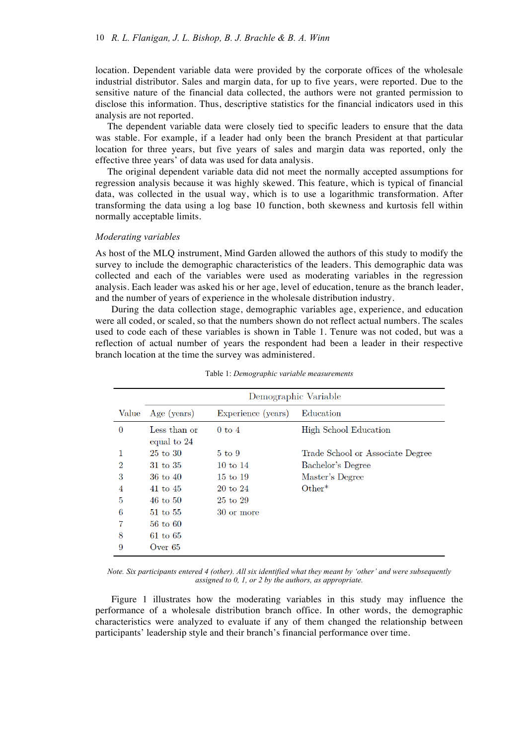location. Dependent variable data were provided by the corporate offices of the wholesale industrial distributor. Sales and margin data, for up to five years, were reported. Due to the sensitive nature of the financial data collected, the authors were not granted permission to disclose this information. Thus, descriptive statistics for the financial indicators used in this analysis are not reported.

The dependent variable data were closely tied to specific leaders to ensure that the data was stable. For example, if a leader had only been the branch President at that particular location for three years, but five years of sales and margin data was reported, only the effective three years' of data was used for data analysis.

The original dependent variable data did not meet the normally accepted assumptions for regression analysis because it was highly skewed. This feature, which is typical of financial data, was collected in the usual way, which is to use a logarithmic transformation. After transforming the data using a log base 10 function, both skewness and kurtosis fell within normally acceptable limits.

### *Moderating variables*

As host of the MLQ instrument, Mind Garden allowed the authors of this study to modify the survey to include the demographic characteristics of the leaders. This demographic data was collected and each of the variables were used as moderating variables in the regression analysis. Each leader was asked his or her age, level of education, tenure as the branch leader, and the number of years of experience in the wholesale distribution industry.

During the data collection stage, demographic variables age, experience, and education were all coded, or scaled, so that the numbers shown do not reflect actual numbers. The scales used to code each of these variables is shown in Table 1. Tenure was not coded, but was a reflection of actual number of years the respondent had been a leader in their respective branch location at the time the survey was administered.

Table 1: *Demographic variable measurements*

| | Demographic Variable | | |
|---|---|---|---|
| Value | Age (years) | Experience (years) | Education |
| 0 | Less than or equal to 24 | 0 to 4 | High School Education |
| 1 | 25 to 30 | 5 to 9 | Trade School or Associate Degree |
| 2 | 31 to 35 | 10 to 14 | Bachelor's Degree |
| 3 | 36 to 40 | 15 to 19 | Master's Degree |
| 4 | 41 to 45 | 20 to 24 | Other* |
| 5 | 46 to 50 | 25 to 29 | |
| 6 | 51 to 55 | 30 or more | |
| 7 | 56 to 60 | | |
| 8 | 61 to 65 | | |
| 9 | Over 65 | | |

*Note. Six participants entered 4 (other). All six identified what they meant by 'other' and were subsequently assigned to 0, 1, or 2 by the authors, as appropriate.*

Figure 1 illustrates how the moderating variables in this study may influence the performance of a wholesale distribution branch office. In other words, the demographic characteristics were analyzed to evaluate if any of them changed the relationship between participants' leadership style and their branch's financial performance over time.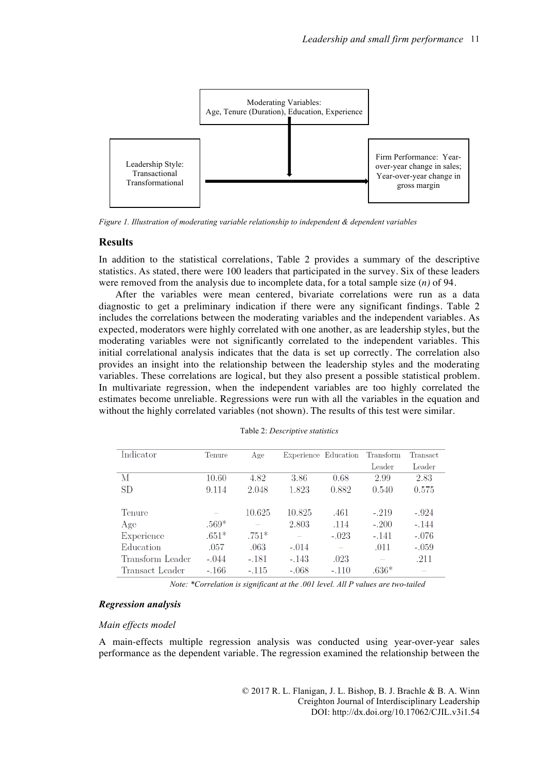Moderating Variables:
Age, Tenure (Duration), Education, Experience

Leadership Style:
Transactional
Transformational

Firm Performance: Year-over-year change in sales; Year-over-year change in gross margin

*Figure 1. Illustration of moderating variable relationship to independent & dependent variables*

## Results

In addition to the statistical correlations, Table 2 provides a summary of the descriptive statistics. As stated, there were 100 leaders that participated in the survey. Six of these leaders were removed from the analysis due to incomplete data, for a total sample size (*n*) of 94.

After the variables were mean centered, bivariate correlations were run as a data diagnostic to get a preliminary indication if there were any significant findings. Table 2 includes the correlations between the moderating variables and the independent variables. As expected, moderators were highly correlated with one another, as are leadership styles, but the moderating variables were not significantly correlated to the independent variables. This initial correlational analysis indicates that the data is set up correctly. The correlation also provides an insight into the relationship between the leadership styles and the moderating variables. These correlations are logical, but they also present a possible statistical problem. In multivariate regression, when the independent variables are too highly correlated the estimates become unreliable. Regressions were run with all the variables in the equation and without the highly correlated variables (not shown). The results of this test were similar.

Table 2: *Descriptive statistics*

| Indicator | Tenure | Age | Experience | Education | Transform Leader | Transact Leader |
|---|---|---|---|---|---|---|
| M | 10.60 | 4.82 | 3.86 | 0.68 | 2.99 | 2.83 |
| SD | 9.114 | 2.048 | 1.823 | 0.882 | 0.540 | 0.575 |
| | | | | | | |
| Tenure | – | 10.625 | 10.825 | .461 | -.219 | -.924 |
| Age | .569* | – | 2.803 | .114 | -.200 | -.144 |
| Experience | .651* | .751* | – | -.023 | -.141 | -.076 |
| Education | .057 | .063 | -.014 | – | .011 | -.059 |
| Transform Leader | -.044 | -.181 | -.143 | .023 | – | .211 |
| Transact Leader | -.166 | -.115 | -.068 | -.110 | .636* | – |

*Note: \*Correlation is significant at the .001 level. All P values are two-tailed*

### *Regression analysis*

*Main effects model*

A main-effects multiple regression analysis was conducted using year-over-year sales performance as the dependent variable. The regression examined the relationship between the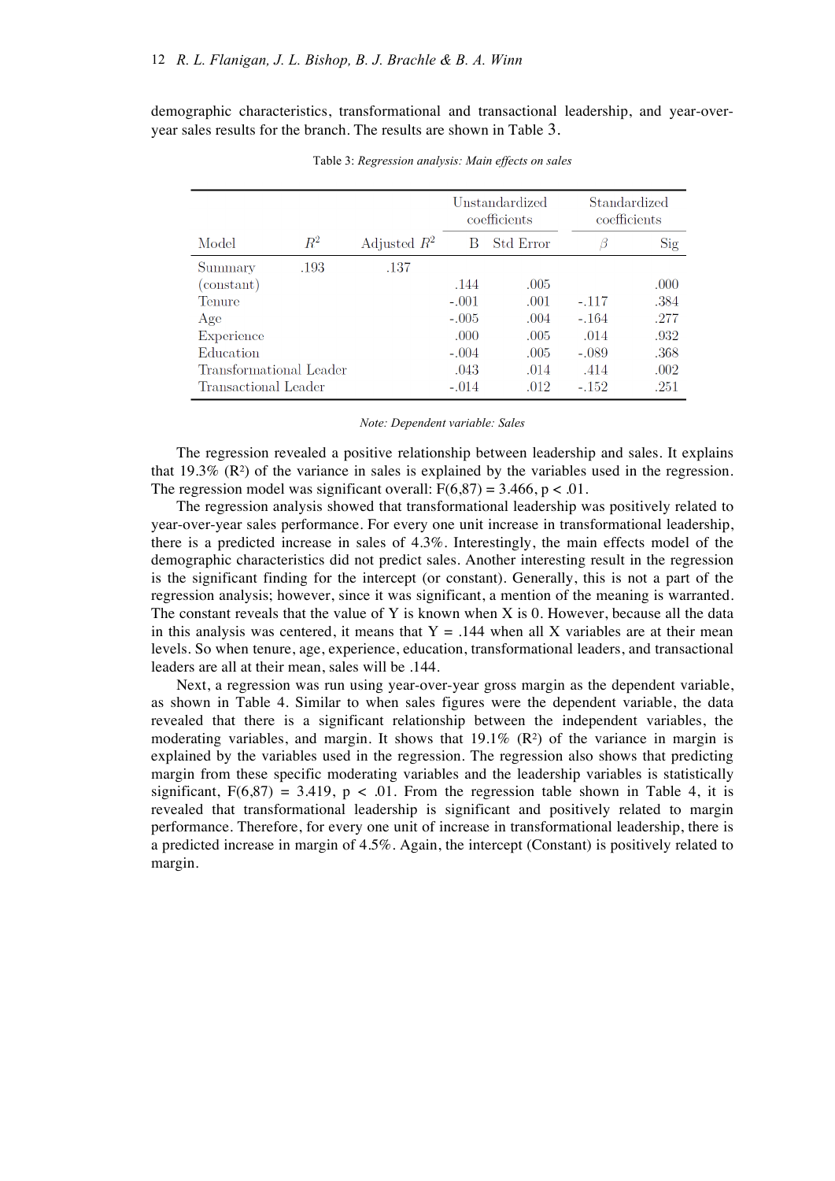demographic characteristics, transformational and transactional leadership, and year-over-year sales results for the branch. The results are shown in Table 3.

Table 3: *Regression analysis: Main effects on sales*

| | | | Unstandardized coefficients | | Standardized coefficients | |
|---|---|---|---|---|---|---|
| Model | $R^2$ | Adjusted $R^2$ | B | Std Error | $\beta$ | Sig |
| Summary | .193 | .137 | | | | |
| (constant) | | | .144 | .005 | | .000 |
| Tenure | | | -.001 | .001 | -.117 | .384 |
| Age | | | -.005 | .004 | -.164 | .277 |
| Experience | | | .000 | .005 | .014 | .932 |
| Education | | | -.004 | .005 | -.089 | .368 |
| Transformational Leader | | | .043 | .014 | .414 | .002 |
| Transactional Leader | | | -.014 | .012 | -.152 | .251 |

*Note: Dependent variable: Sales*

The regression revealed a positive relationship between leadership and sales. It explains that 19.3% ($R^2$) of the variance in sales is explained by the variables used in the regression. The regression model was significant overall: $F(6,87) = 3.466$, $p < .01$.

The regression analysis showed that transformational leadership was positively related to year-over-year sales performance. For every one unit increase in transformational leadership, there is a predicted increase in sales of 4.3%. Interestingly, the main effects model of the demographic characteristics did not predict sales. Another interesting result in the regression is the significant finding for the intercept (or constant). Generally, this is not a part of the regression analysis; however, since it was significant, a mention of the meaning is warranted. The constant reveals that the value of Y is known when X is 0. However, because all the data in this analysis was centered, it means that Y = .144 when all X variables are at their mean levels. So when tenure, age, experience, education, transformational leaders, and transactional leaders are all at their mean, sales will be .144.

Next, a regression was run using year-over-year gross margin as the dependent variable, as shown in Table 4. Similar to when sales figures were the dependent variable, the data revealed that there is a significant relationship between the independent variables, the moderating variables, and margin. It shows that 19.1% ($R^2$) of the variance in margin is explained by the variables used in the regression. The regression also shows that predicting margin from these specific moderating variables and the leadership variables is statistically significant, $F(6,87) = 3.419$, $p < .01$. From the regression table shown in Table 4, it is revealed that transformational leadership is significant and positively related to margin performance. Therefore, for every one unit of increase in transformational leadership, there is a predicted increase in margin of 4.5%. Again, the intercept (Constant) is positively related to margin.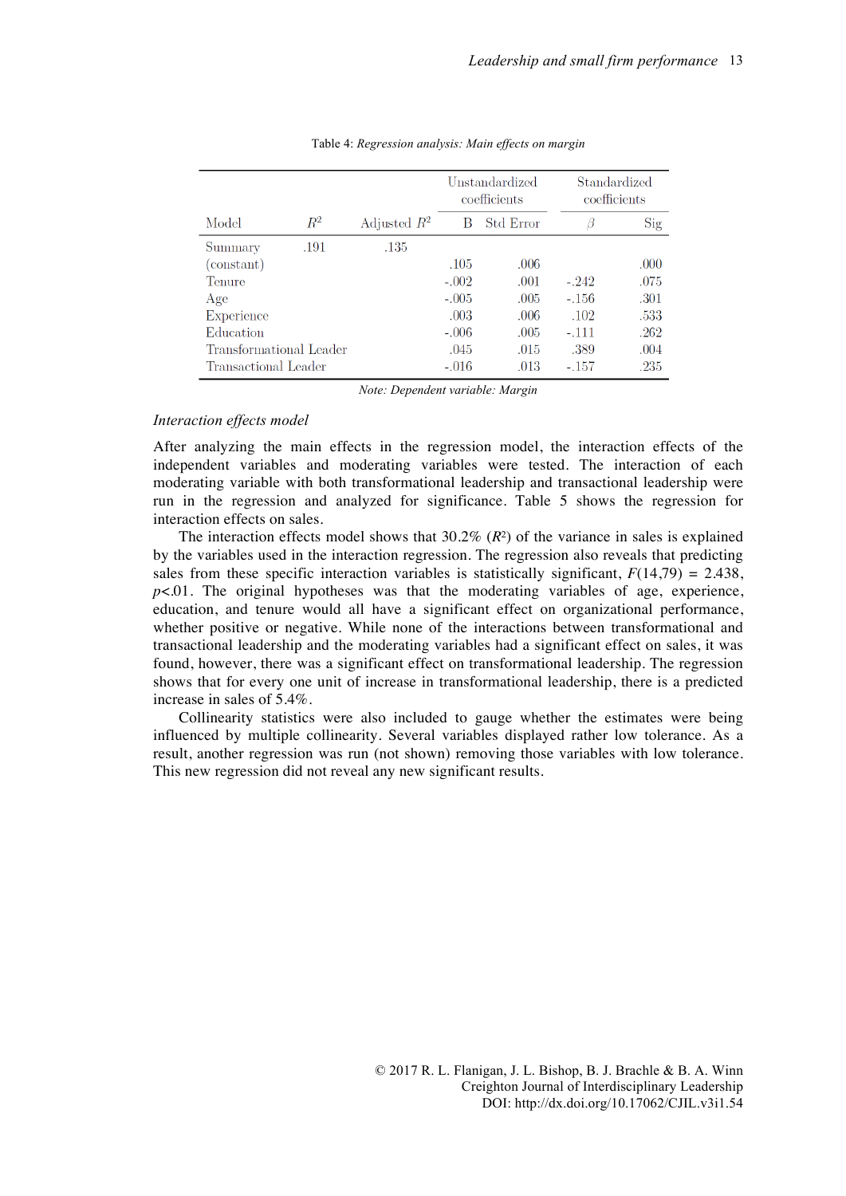Table 4: *Regression analysis: Main effects on margin*

| Model | $R^2$ | Adjusted $R^2$ | Unstandardized coefficients | | Standardized coefficients | |
|---|---|---|---|---|---|---|
| | | | B | Std Error | $\beta$ | Sig |
| Summary | .191 | .135 | | | | |
| (constant) | | | .105 | .006 | | .000 |
| Tenure | | | -.002 | .001 | -.242 | .075 |
| Age | | | -.005 | .005 | -.156 | .301 |
| Experience | | | .003 | .006 | .102 | .533 |
| Education | | | -.006 | .005 | -.111 | .262 |
| Transformational Leader | | | .045 | .015 | .389 | .004 |
| Transactional Leader | | | -.016 | .013 | -.157 | .235 |

*Note: Dependent variable: Margin*

*Interaction effects model*

After analyzing the main effects in the regression model, the interaction effects of the independent variables and moderating variables were tested. The interaction of each moderating variable with both transformational leadership and transactional leadership were run in the regression and analyzed for significance. Table 5 shows the regression for interaction effects on sales.

The interaction effects model shows that 30.2% ($R^2$) of the variance in sales is explained by the variables used in the interaction regression. The regression also reveals that predicting sales from these specific interaction variables is statistically significant, $F(14,79) = 2.438$, $p<.01$. The original hypotheses was that the moderating variables of age, experience, education, and tenure would all have a significant effect on organizational performance, whether positive or negative. While none of the interactions between transformational and transactional leadership and the moderating variables had a significant effect on sales, it was found, however, there was a significant effect on transformational leadership. The regression shows that for every one unit of increase in transformational leadership, there is a predicted increase in sales of 5.4%.

Collinearity statistics were also included to gauge whether the estimates were being influenced by multiple collinearity. Several variables displayed rather low tolerance. As a result, another regression was run (not shown) removing those variables with low tolerance. This new regression did not reveal any new significant results.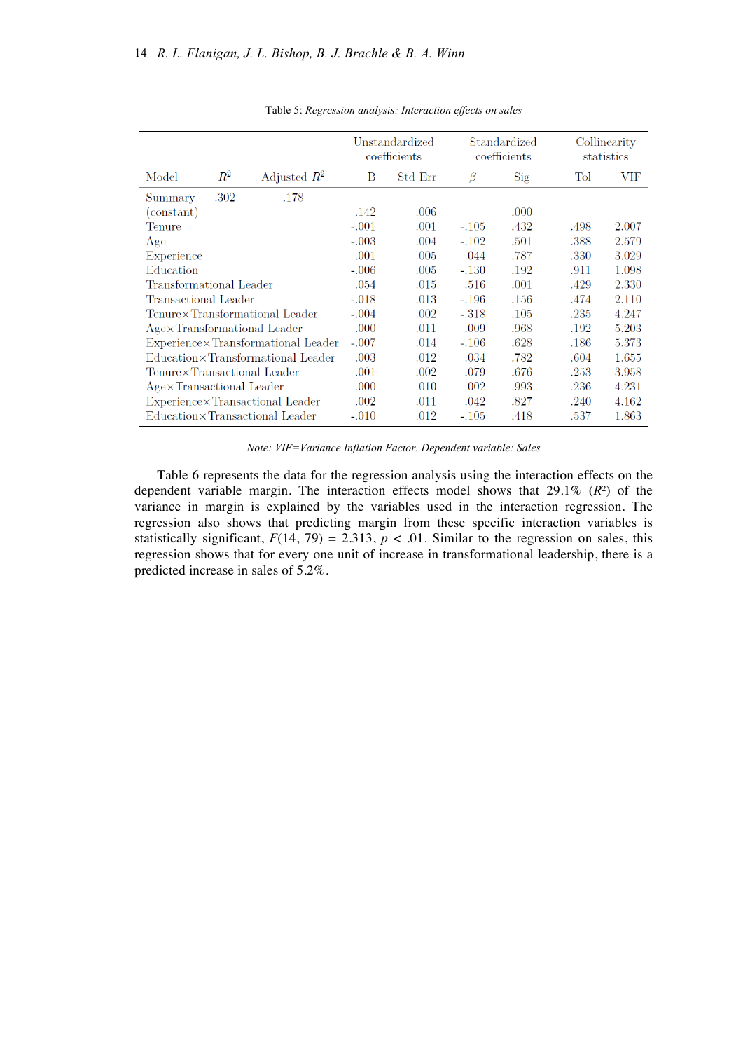Table 5: *Regression analysis: Interaction effects on sales*

| Model | $R^2$ | Adjusted $R^2$ | Unstandardized coefficients | | Standardized coefficients | | Collinearity statistics | |
|---|---|---|---|---|---|---|---|---|
| | | | B | Std Err | $\beta$ | Sig | Tol | VIF |
| Summary | .302 | .178 | | | | | | |
| (constant) | | | .142 | .006 | | .000 | | |
| Tenure | | | -.001 | .001 | -.105 | .432 | .498 | 2.007 |
| Age | | | -.003 | .004 | -.102 | .501 | .388 | 2.579 |
| Experience | | | .001 | .005 | .044 | .787 | .330 | 3.029 |
| Education | | | -.006 | .005 | -.130 | .192 | .911 | 1.098 |
| Transformational Leader | | | .054 | .015 | .516 | .001 | .429 | 2.330 |
| Transactional Leader | | | -.018 | .013 | -.196 | .156 | .474 | 2.110 |
| Tenure×Transformational Leader | | | -.004 | .002 | -.318 | .105 | .235 | 4.247 |
| Age×Transformational Leader | | | .000 | .011 | .009 | .968 | .192 | 5.203 |
| Experience×Transformational Leader | | | -.007 | .014 | -.106 | .628 | .186 | 5.373 |
| Education×Transformational Leader | | | .003 | .012 | .034 | .782 | .604 | 1.655 |
| Tenure×Transactional Leader | | | .001 | .002 | .079 | .676 | .253 | 3.958 |
| Age×Transactional Leader | | | .000 | .010 | .002 | .993 | .236 | 4.231 |
| Experience×Transactional Leader | | | .002 | .011 | .042 | .827 | .240 | 4.162 |
| Education×Transactional Leader | | | -.010 | .012 | -.105 | .418 | .537 | 1.863 |

*Note: VIF=Variance Inflation Factor. Dependent variable: Sales*

Table 6 represents the data for the regression analysis using the interaction effects on the dependent variable margin. The interaction effects model shows that 29.1% ($R^2$) of the variance in margin is explained by the variables used in the interaction regression. The regression also shows that predicting margin from these specific interaction variables is statistically significant, $F(14, 79) = 2.313$, $p < .01$. Similar to the regression on sales, this regression shows that for every one unit of increase in transformational leadership, there is a predicted increase in sales of 5.2%.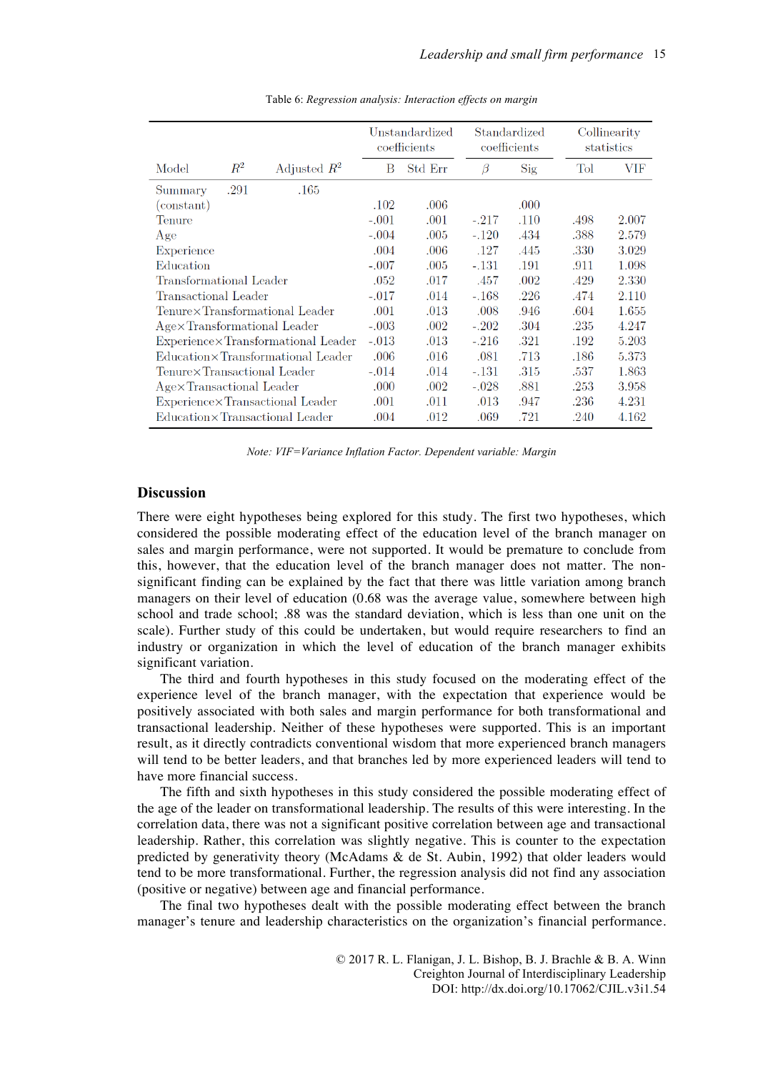Table 6: *Regression analysis: Interaction effects on margin*

| Model | $R^2$ | Adjusted $R^2$ | Unstandardized coefficients | | Standardized coefficients | | Collinearity statistics | |
|---|---|---|---|---|---|---|---|---|
| | | | B | Std Err | $\beta$ | Sig | Tol | VIF |
| Summary | .291 | .165 | | | | | | |
| (constant) | | | .102 | .006 | | .000 | | |
| Tenure | | | -.001 | .001 | -.217 | .110 | .498 | 2.007 |
| Age | | | -.004 | .005 | -.120 | .434 | .388 | 2.579 |
| Experience | | | .004 | .006 | .127 | .445 | .330 | 3.029 |
| Education | | | -.007 | .005 | -.131 | .191 | .911 | 1.098 |
| Transformational Leader | | | .052 | .017 | .457 | .002 | .429 | 2.330 |
| Transactional Leader | | | -.017 | .014 | -.168 | .226 | .474 | 2.110 |
| Tenure×Transformational Leader | | | .001 | .013 | .008 | .946 | .604 | 1.655 |
| Age×Transformational Leader | | | -.003 | .003 | -.202 | .304 | .235 | 4.247 |
| Experience×Transformational Leader | | | -.013 | .013 | -.216 | .321 | .192 | 5.203 |
| Education×Transformational Leader | | | .006 | .016 | .081 | .713 | .186 | 5.373 |
| Tenure×Transactional Leader | | | -.014 | .014 | -.131 | .315 | .537 | 1.863 |
| Age×Transactional Leader | | | .000 | .002 | -.028 | .881 | .253 | 3.958 |
| Experience×Transactional Leader | | | .001 | .011 | .013 | .947 | .236 | 4.231 |
| Education×Transactional Leader | | | .004 | .012 | .069 | .721 | .240 | 4.162 |

*Note: VIF=Variance Inflation Factor. Dependent variable: Margin*

## Discussion

There were eight hypotheses being explored for this study. The first two hypotheses, which considered the possible moderating effect of the education level of the branch manager on sales and margin performance, were not supported. It would be premature to conclude from this, however, that the education level of the branch manager does not matter. The non-significant finding can be explained by the fact that there was little variation among branch managers on their level of education (0.68 was the average value, somewhere between high school and trade school; .88 was the standard deviation, which is less than one unit on the scale). Further study of this could be undertaken, but would require researchers to find an industry or organization in which the level of education of the branch manager exhibits significant variation.

The third and fourth hypotheses in this study focused on the moderating effect of the experience level of the branch manager, with the expectation that experience would be positively associated with both sales and margin performance for both transformational and transactional leadership. Neither of these hypotheses were supported. This is an important result, as it directly contradicts conventional wisdom that more experienced branch managers will tend to be better leaders, and that branches led by more experienced leaders will tend to have more financial success.

The fifth and sixth hypotheses in this study considered the possible moderating effect of the age of the leader on transformational leadership. The results of this were interesting. In the correlation data, there was not a significant positive correlation between age and transactional leadership. Rather, this correlation was slightly negative. This is counter to the expectation predicted by generativity theory (McAdams & de St. Aubin, 1992) that older leaders would tend to be more transformational. Further, the regression analysis did not find any association (positive or negative) between age and financial performance.

The final two hypotheses dealt with the possible moderating effect between the branch manager's tenure and leadership characteristics on the organization's financial performance.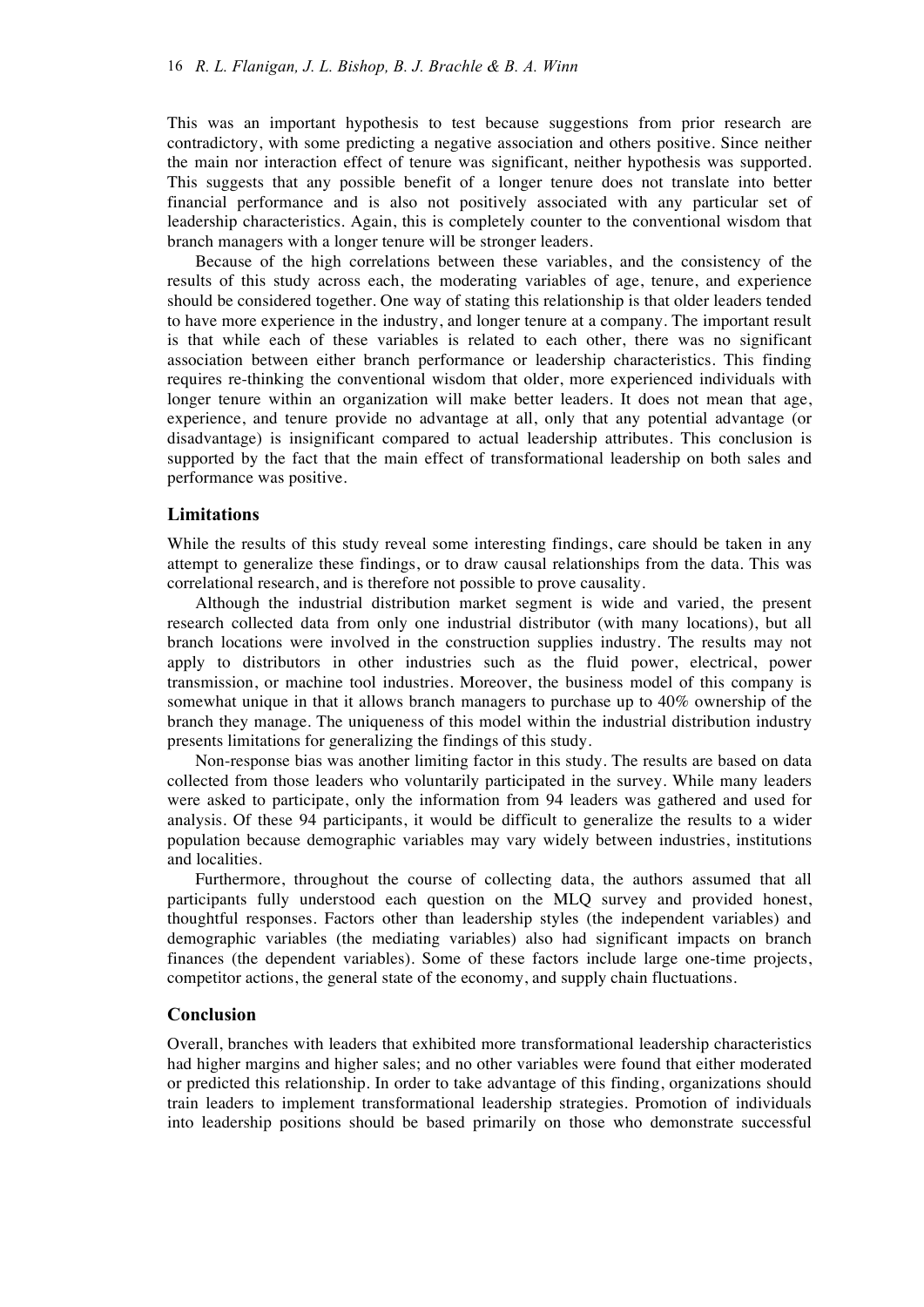This was an important hypothesis to test because suggestions from prior research are contradictory, with some predicting a negative association and others positive. Since neither the main nor interaction effect of tenure was significant, neither hypothesis was supported. This suggests that any possible benefit of a longer tenure does not translate into better financial performance and is also not positively associated with any particular set of leadership characteristics. Again, this is completely counter to the conventional wisdom that branch managers with a longer tenure will be stronger leaders.

Because of the high correlations between these variables, and the consistency of the results of this study across each, the moderating variables of age, tenure, and experience should be considered together. One way of stating this relationship is that older leaders tended to have more experience in the industry, and longer tenure at a company. The important result is that while each of these variables is related to each other, there was no significant association between either branch performance or leadership characteristics. This finding requires re-thinking the conventional wisdom that older, more experienced individuals with longer tenure within an organization will make better leaders. It does not mean that age, experience, and tenure provide no advantage at all, only that any potential advantage (or disadvantage) is insignificant compared to actual leadership attributes. This conclusion is supported by the fact that the main effect of transformational leadership on both sales and performance was positive.

## Limitations

While the results of this study reveal some interesting findings, care should be taken in any attempt to generalize these findings, or to draw causal relationships from the data. This was correlational research, and is therefore not possible to prove causality.

Although the industrial distribution market segment is wide and varied, the present research collected data from only one industrial distributor (with many locations), but all branch locations were involved in the construction supplies industry. The results may not apply to distributors in other industries such as the fluid power, electrical, power transmission, or machine tool industries. Moreover, the business model of this company is somewhat unique in that it allows branch managers to purchase up to 40% ownership of the branch they manage. The uniqueness of this model within the industrial distribution industry presents limitations for generalizing the findings of this study.

Non-response bias was another limiting factor in this study. The results are based on data collected from those leaders who voluntarily participated in the survey. While many leaders were asked to participate, only the information from 94 leaders was gathered and used for analysis. Of these 94 participants, it would be difficult to generalize the results to a wider population because demographic variables may vary widely between industries, institutions and localities.

Furthermore, throughout the course of collecting data, the authors assumed that all participants fully understood each question on the MLQ survey and provided honest, thoughtful responses. Factors other than leadership styles (the independent variables) and demographic variables (the mediating variables) also had significant impacts on branch finances (the dependent variables). Some of these factors include large one-time projects, competitor actions, the general state of the economy, and supply chain fluctuations.

## Conclusion

Overall, branches with leaders that exhibited more transformational leadership characteristics had higher margins and higher sales; and no other variables were found that either moderated or predicted this relationship. In order to take advantage of this finding, organizations should train leaders to implement transformational leadership strategies. Promotion of individuals into leadership positions should be based primarily on those who demonstrate successful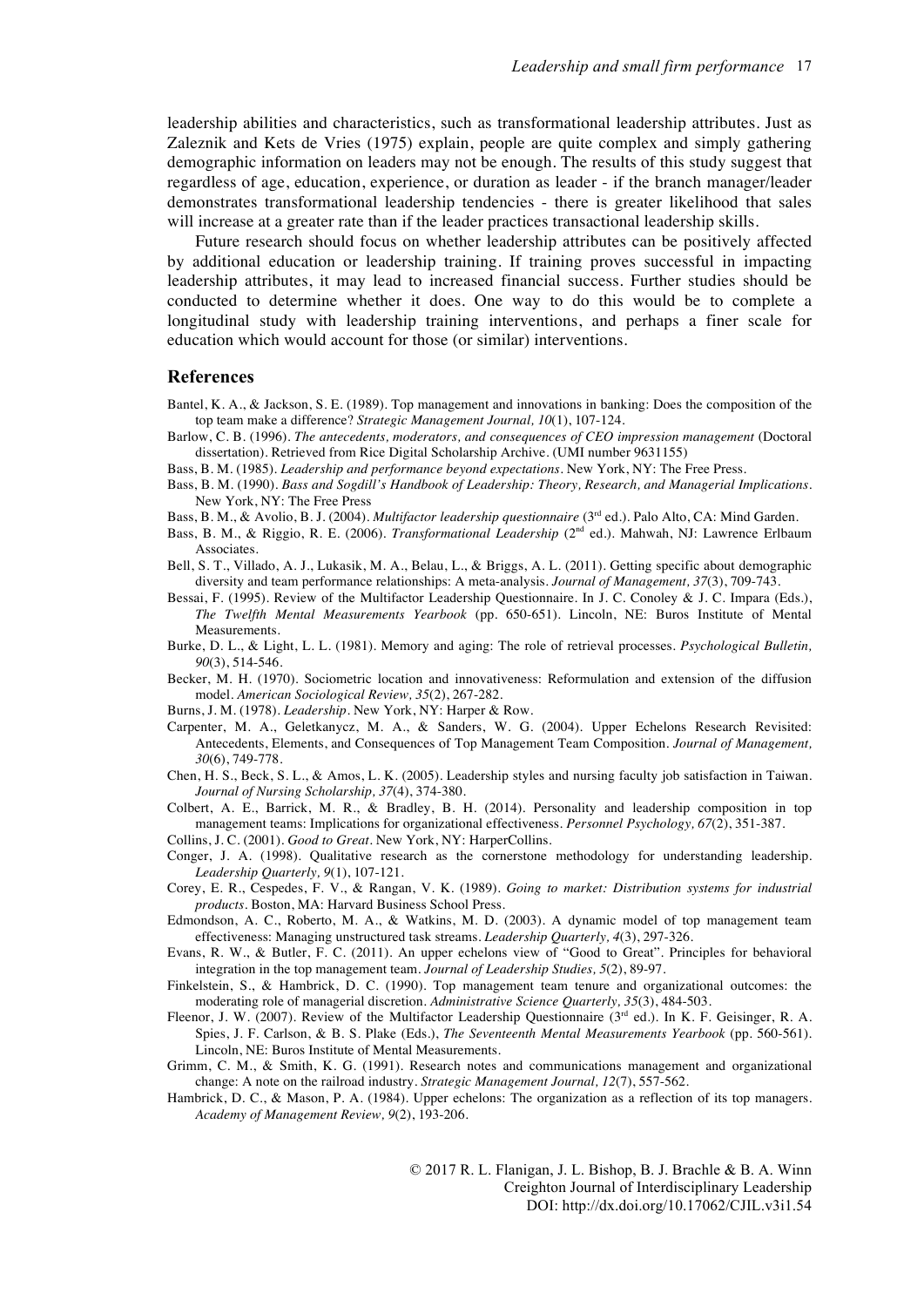leadership abilities and characteristics, such as transformational leadership attributes. Just as Zaleznik and Kets de Vries (1975) explain, people are quite complex and simply gathering demographic information on leaders may not be enough. The results of this study suggest that regardless of age, education, experience, or duration as leader - if the branch manager/leader demonstrates transformational leadership tendencies - there is greater likelihood that sales will increase at a greater rate than if the leader practices transactional leadership skills.

Future research should focus on whether leadership attributes can be positively affected by additional education or leadership training. If training proves successful in impacting leadership attributes, it may lead to increased financial success. Further studies should be conducted to determine whether it does. One way to do this would be to complete a longitudinal study with leadership training interventions, and perhaps a finer scale for education which would account for those (or similar) interventions.

## References

Bantel, K. A., & Jackson, S. E. (1989). Top management and innovations in banking: Does the composition of the top team make a difference? *Strategic Management Journal, 10*(1), 107-124.

Barlow, C. B. (1996). *The antecedents, moderators, and consequences of CEO impression management* (Doctoral dissertation). Retrieved from Rice Digital Scholarship Archive. (UMI number 9631155)

Bass, B. M. (1985). *Leadership and performance beyond expectations*. New York, NY: The Free Press.

Bass, B. M. (1990). *Bass and Sogdill's Handbook of Leadership: Theory, Research, and Managerial Implications*. New York, NY: The Free Press

Bass, B. M., & Avolio, B. J. (2004). *Multifactor leadership questionnaire* (3rd ed.). Palo Alto, CA: Mind Garden.

Bass, B. M., & Riggio, R. E. (2006). *Transformational Leadership* (2nd ed.). Mahwah, NJ: Lawrence Erlbaum Associates.

Bell, S. T., Villado, A. J., Lukasik, M. A., Belau, L., & Briggs, A. L. (2011). Getting specific about demographic diversity and team performance relationships: A meta-analysis. *Journal of Management, 37*(3), 709-743.

Bessai, F. (1995). Review of the Multifactor Leadership Questionnaire. In J. C. Conoley & J. C. Impara (Eds.), *The Twelfth Mental Measurements Yearbook* (pp. 650-651). Lincoln, NE: Buros Institute of Mental Measurements.

Burke, D. L., & Light, L. L. (1981). Memory and aging: The role of retrieval processes. *Psychological Bulletin, 90*(3), 514-546.

Becker, M. H. (1970). Sociometric location and innovativeness: Reformulation and extension of the diffusion model. *American Sociological Review, 35*(2), 267-282.

Burns, J. M. (1978). *Leadership*. New York, NY: Harper & Row.

Carpenter, M. A., Geletkanycz, M. A., & Sanders, W. G. (2004). Upper Echelons Research Revisited: Antecedents, Elements, and Consequences of Top Management Team Composition. *Journal of Management, 30*(6), 749-778.

Chen, H. S., Beck, S. L., & Amos, L. K. (2005). Leadership styles and nursing faculty job satisfaction in Taiwan. *Journal of Nursing Scholarship, 37*(4), 374-380.

Colbert, A. E., Barrick, M. R., & Bradley, B. H. (2014). Personality and leadership composition in top management teams: Implications for organizational effectiveness. *Personnel Psychology, 67*(2), 351-387.

Collins, J. C. (2001). *Good to Great*. New York, NY: HarperCollins.

Conger, J. A. (1998). Qualitative research as the cornerstone methodology for understanding leadership. *Leadership Quarterly, 9*(1), 107-121.

Corey, E. R., Cespedes, F. V., & Rangan, V. K. (1989). *Going to market: Distribution systems for industrial products*. Boston, MA: Harvard Business School Press.

Edmondson, A. C., Roberto, M. A., & Watkins, M. D. (2003). A dynamic model of top management team effectiveness: Managing unstructured task streams. *Leadership Quarterly, 4*(3), 297-326.

Evans, R. W., & Butler, F. C. (2011). An upper echelons view of "Good to Great". Principles for behavioral integration in the top management team. *Journal of Leadership Studies, 5*(2), 89-97.

Finkelstein, S., & Hambrick, D. C. (1990). Top management team tenure and organizational outcomes: the moderating role of managerial discretion. *Administrative Science Quarterly, 35*(3), 484-503.

Fleenor, J. W. (2007). Review of the Multifactor Leadership Questionnaire (3rd ed.). In K. F. Geisinger, R. A. Spies, J. F. Carlson, & B. S. Plake (Eds.), *The Seventeenth Mental Measurements Yearbook* (pp. 560-561). Lincoln, NE: Buros Institute of Mental Measurements.

Grimm, C. M., & Smith, K. G. (1991). Research notes and communications management and organizational change: A note on the railroad industry. *Strategic Management Journal, 12*(7), 557-562.

Hambrick, D. C., & Mason, P. A. (1984). Upper echelons: The organization as a reflection of its top managers. *Academy of Management Review, 9*(2), 193-206.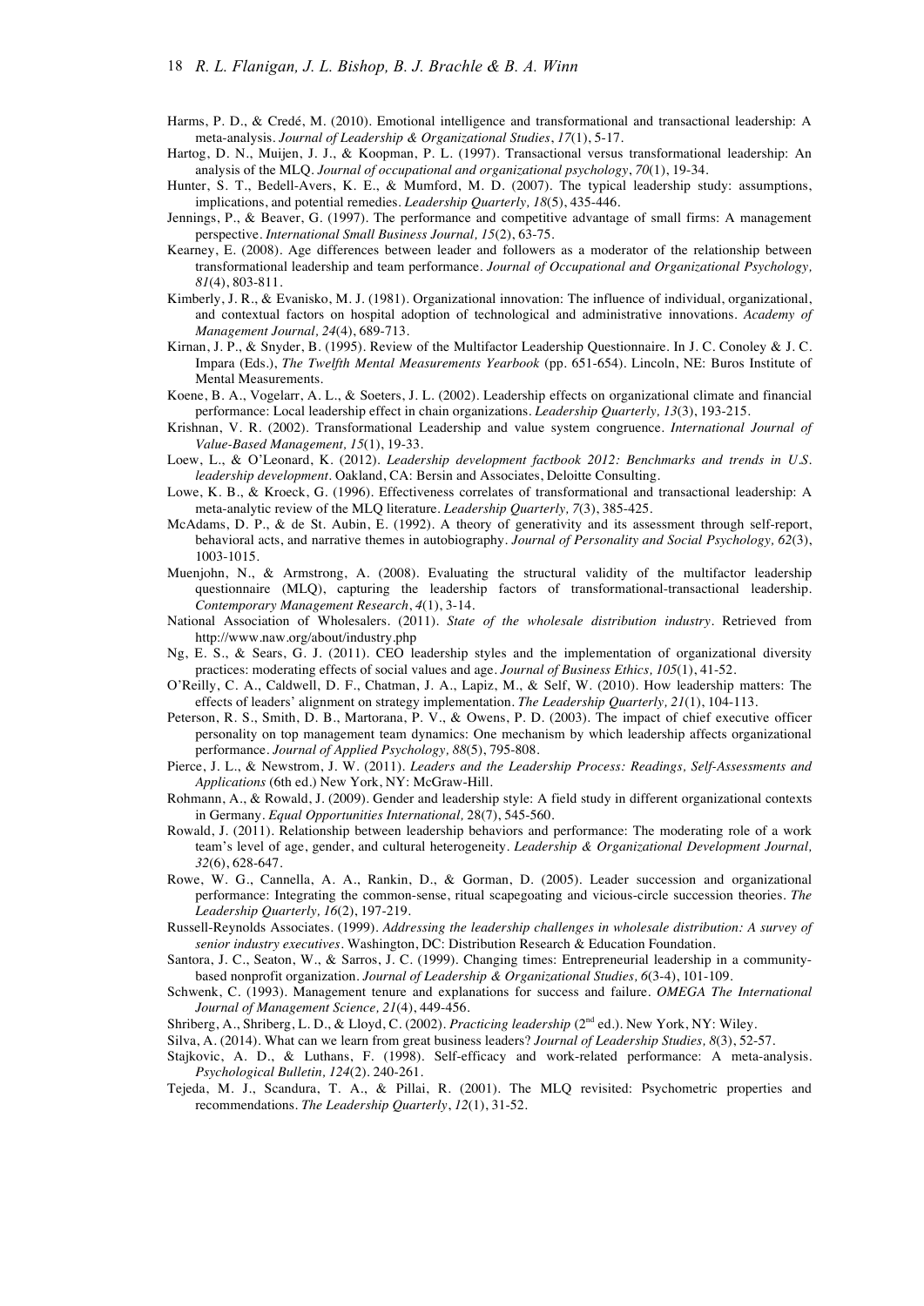Harms, P. D., & Credé, M. (2010). Emotional intelligence and transformational and transactional leadership: A meta-analysis. *Journal of Leadership & Organizational Studies*, *17*(1), 5-17.

Hartog, D. N., Muijen, J. J., & Koopman, P. L. (1997). Transactional versus transformational leadership: An analysis of the MLQ. *Journal of occupational and organizational psychology*, *70*(1), 19-34.

Hunter, S. T., Bedell-Avers, K. E., & Mumford, M. D. (2007). The typical leadership study: assumptions, implications, and potential remedies. *Leadership Quarterly, 18*(5), 435-446.

Jennings, P., & Beaver, G. (1997). The performance and competitive advantage of small firms: A management perspective. *International Small Business Journal, 15*(2), 63-75.

Kearney, E. (2008). Age differences between leader and followers as a moderator of the relationship between transformational leadership and team performance. *Journal of Occupational and Organizational Psychology, 81*(4), 803-811.

Kimberly, J. R., & Evanisko, M. J. (1981). Organizational innovation: The influence of individual, organizational, and contextual factors on hospital adoption of technological and administrative innovations. *Academy of Management Journal, 24*(4), 689-713.

Kirnan, J. P., & Snyder, B. (1995). Review of the Multifactor Leadership Questionnaire. In J. C. Conoley & J. C. Impara (Eds.), *The Twelfth Mental Measurements Yearbook* (pp. 651-654). Lincoln, NE: Buros Institute of Mental Measurements.

Koene, B. A., Vogelarr, A. L., & Soeters, J. L. (2002). Leadership effects on organizational climate and financial performance: Local leadership effect in chain organizations. *Leadership Quarterly, 13*(3), 193-215.

Krishnan, V. R. (2002). Transformational Leadership and value system congruence. *International Journal of Value-Based Management, 15*(1), 19-33.

Loew, L., & O'Leonard, K. (2012). *Leadership development factbook 2012: Benchmarks and trends in U.S. leadership development*. Oakland, CA: Bersin and Associates, Deloitte Consulting.

Lowe, K. B., & Kroeck, G. (1996). Effectiveness correlates of transformational and transactional leadership: A meta-analytic review of the MLQ literature. *Leadership Quarterly, 7*(3), 385-425.

McAdams, D. P., & de St. Aubin, E. (1992). A theory of generativity and its assessment through self-report, behavioral acts, and narrative themes in autobiography. *Journal of Personality and Social Psychology, 62*(3), 1003-1015.

Muenjohn, N., & Armstrong, A. (2008). Evaluating the structural validity of the multifactor leadership questionnaire (MLQ), capturing the leadership factors of transformational-transactional leadership. *Contemporary Management Research*, *4*(1), 3-14.

National Association of Wholesalers. (2011). *State of the wholesale distribution industry*. Retrieved from http://www.naw.org/about/industry.php

Ng, E. S., & Sears, G. J. (2011). CEO leadership styles and the implementation of organizational diversity practices: moderating effects of social values and age. *Journal of Business Ethics, 105*(1), 41-52.

O'Reilly, C. A., Caldwell, D. F., Chatman, J. A., Lapiz, M., & Self, W. (2010). How leadership matters: The effects of leaders' alignment on strategy implementation. *The Leadership Quarterly, 21*(1), 104-113.

Peterson, R. S., Smith, D. B., Martorana, P. V., & Owens, P. D. (2003). The impact of chief executive officer personality on top management team dynamics: One mechanism by which leadership affects organizational performance. *Journal of Applied Psychology, 88*(5), 795-808.

Pierce, J. L., & Newstrom, J. W. (2011). *Leaders and the Leadership Process: Readings, Self-Assessments and Applications* (6th ed.) New York, NY: McGraw-Hill.

Rohmann, A., & Rowald, J. (2009). Gender and leadership style: A field study in different organizational contexts in Germany. *Equal Opportunities International,* 28(7), 545-560.

Rowald, J. (2011). Relationship between leadership behaviors and performance: The moderating role of a work team's level of age, gender, and cultural heterogeneity. *Leadership & Organizational Development Journal, 32*(6), 628-647.

Rowe, W. G., Cannella, A. A., Rankin, D., & Gorman, D. (2005). Leader succession and organizational performance: Integrating the common-sense, ritual scapegoating and vicious-circle succession theories. *The Leadership Quarterly, 16*(2), 197-219.

Russell-Reynolds Associates. (1999). *Addressing the leadership challenges in wholesale distribution: A survey of senior industry executives*. Washington, DC: Distribution Research & Education Foundation.

Santora, J. C., Seaton, W., & Sarros, J. C. (1999). Changing times: Entrepreneurial leadership in a community-based nonprofit organization. *Journal of Leadership & Organizational Studies, 6*(3-4), 101-109.

Schwenk, C. (1993). Management tenure and explanations for success and failure. *OMEGA The International Journal of Management Science, 21*(4), 449-456.

Shriberg, A., Shriberg, L. D., & Lloyd, C. (2002). *Practicing leadership* (2nd ed.). New York, NY: Wiley.

Silva, A. (2014). What can we learn from great business leaders? *Journal of Leadership Studies, 8*(3), 52-57.

Stajkovic, A. D., & Luthans, F. (1998). Self-efficacy and work-related performance: A meta-analysis. *Psychological Bulletin, 124*(2). 240-261.

Tejeda, M. J., Scandura, T. A., & Pillai, R. (2001). The MLQ revisited: Psychometric properties and recommendations. *The Leadership Quarterly*, *12*(1), 31-52.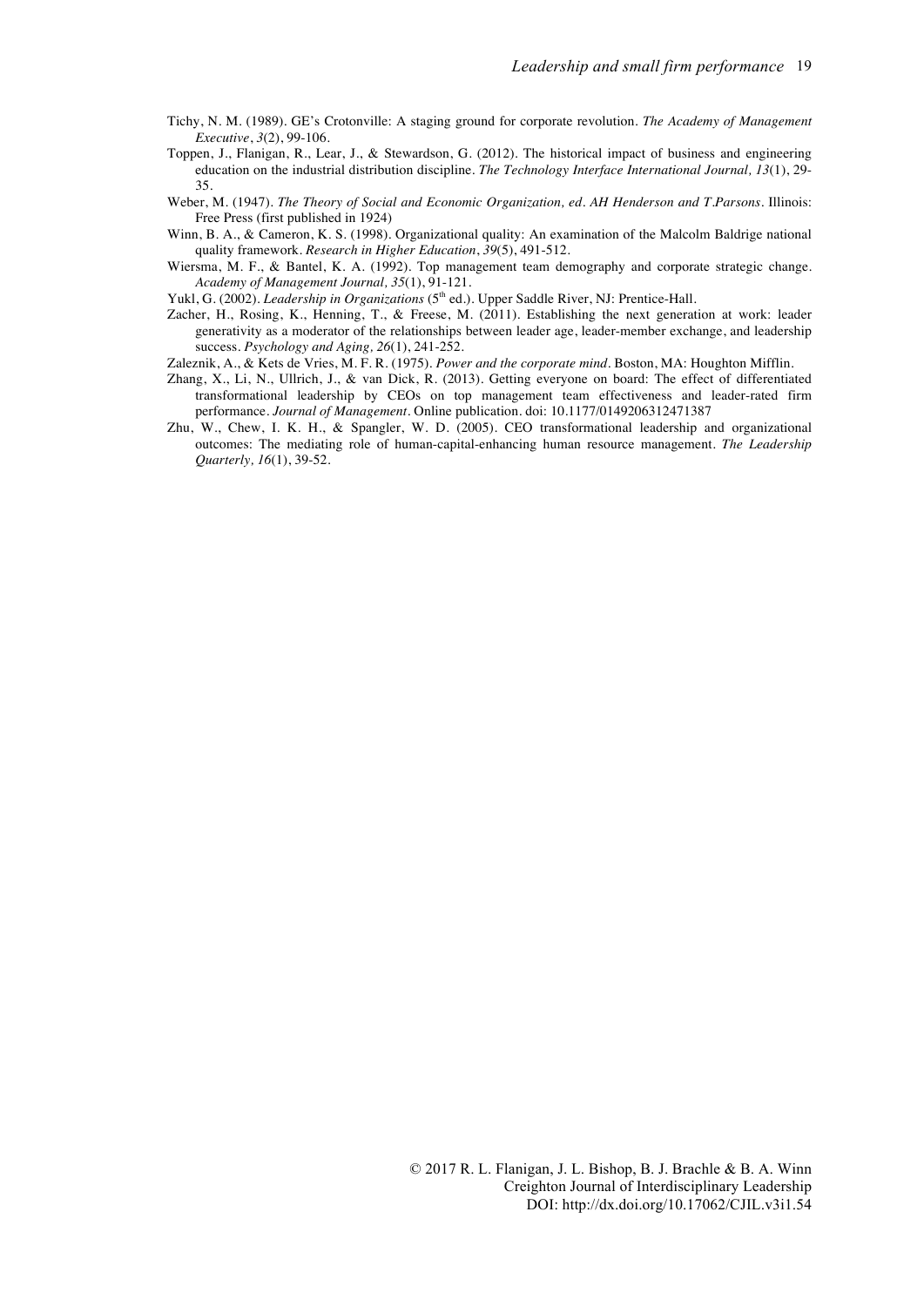Tichy, N. M. (1989). GE's Crotonville: A staging ground for corporate revolution. *The Academy of Management Executive*, *3*(2), 99-106.

Toppen, J., Flanigan, R., Lear, J., & Stewardson, G. (2012). The historical impact of business and engineering education on the industrial distribution discipline. *The Technology Interface International Journal, 13*(1), 29-35.

Weber, M. (1947). *The Theory of Social and Economic Organization, ed. AH Henderson and T.Parsons*. Illinois: Free Press (first published in 1924)

Winn, B. A., & Cameron, K. S. (1998). Organizational quality: An examination of the Malcolm Baldrige national quality framework. *Research in Higher Education*, *39*(5), 491-512.

Wiersma, M. F., & Bantel, K. A. (1992). Top management team demography and corporate strategic change. *Academy of Management Journal, 35*(1), 91-121.

Yukl, G. (2002). *Leadership in Organizations* (5th ed.). Upper Saddle River, NJ: Prentice-Hall.

Zacher, H., Rosing, K., Henning, T., & Freese, M. (2011). Establishing the next generation at work: leader generativity as a moderator of the relationships between leader age, leader-member exchange, and leadership success. *Psychology and Aging, 26*(1), 241-252.

Zaleznik, A., & Kets de Vries, M. F. R. (1975). *Power and the corporate mind*. Boston, MA: Houghton Mifflin.

Zhang, X., Li, N., Ullrich, J., & van Dick, R. (2013). Getting everyone on board: The effect of differentiated transformational leadership by CEOs on top management team effectiveness and leader-rated firm performance. *Journal of Management*. Online publication. doi: 10.1177/0149206312471387

Zhu, W., Chew, I. K. H., & Spangler, W. D. (2005). CEO transformational leadership and organizational outcomes: The mediating role of human-capital-enhancing human resource management. *The Leadership Quarterly, 16*(1), 39-52.